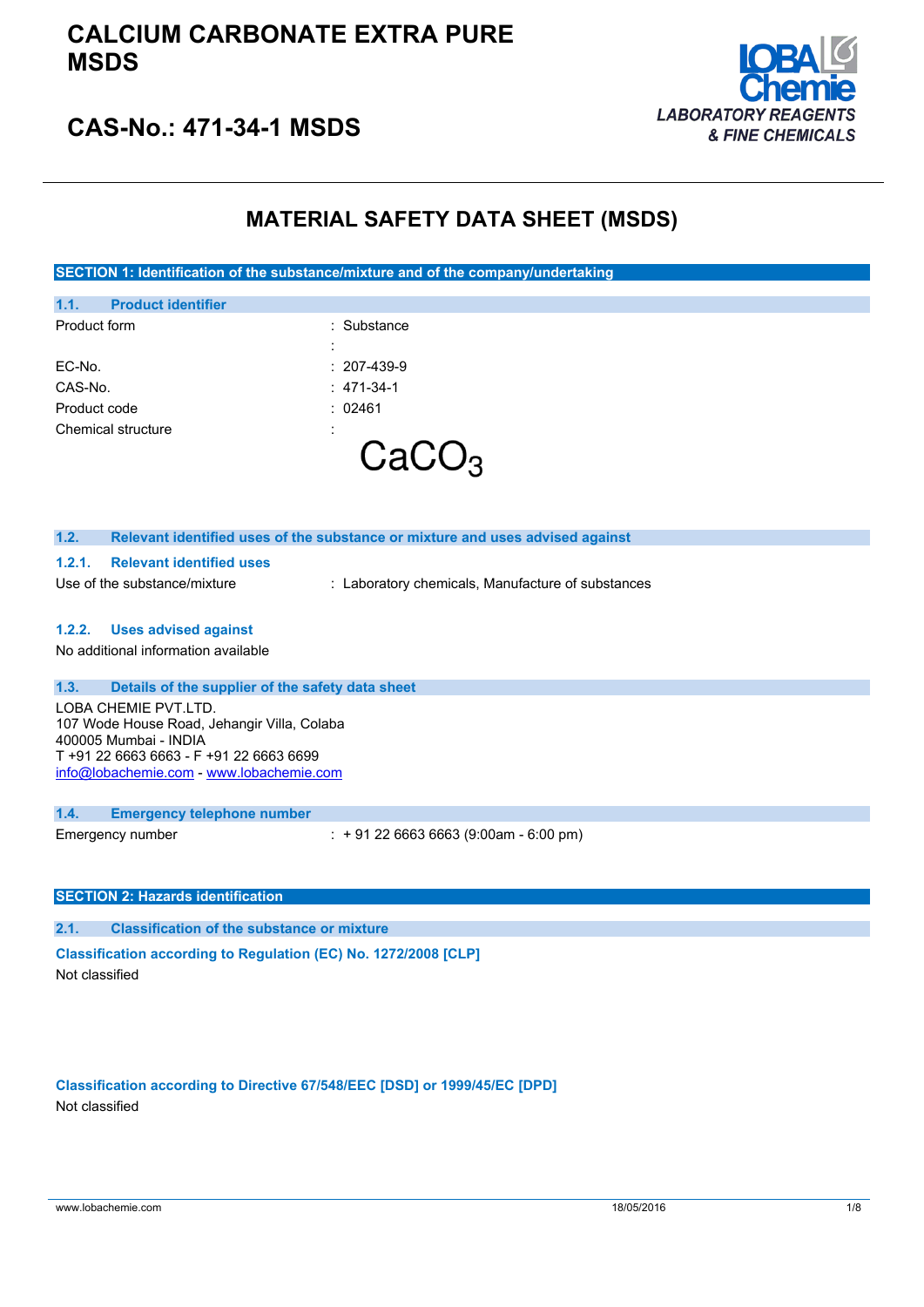# CALCIUM CARBONATE EXTRA PURE MSDS

## CAS-No.: 471-34-1 MSDS

LOBA Chemie
*LABORATORY REAGENTS & FINE CHEMICALS*

# MATERIAL SAFETY DATA SHEET (MSDS)

## SECTION 1: Identification of the substance/mixture and of the company/undertaking

### 1.1. Product identifier

| | |
|---|---|
| Product form | : Substance |
| | : |
| EC-No. | : 207-439-9 |
| CAS-No. | : 471-34-1 |
| Product code | : 02461 |
| Chemical structure | : |

$$CaCO_3$$

### 1.2. Relevant identified uses of the substance or mixture and uses advised against

#### 1.2.1. Relevant identified uses

Use of the substance/mixture : Laboratory chemicals, Manufacture of substances

#### 1.2.2. Uses advised against

No additional information available

### 1.3. Details of the supplier of the safety data sheet

LOBA CHEMIE PVT.LTD.
107 Wode House Road, Jehangir Villa, Colaba
400005 Mumbai - INDIA
T +91 22 6663 6663 - F +91 22 6663 6699
info@lobachemie.com - www.lobachemie.com

### 1.4. Emergency telephone number

Emergency number : + 91 22 6663 6663 (9:00am - 6:00 pm)

## SECTION 2: Hazards identification

### 2.1. Classification of the substance or mixture

**Classification according to Regulation (EC) No. 1272/2008 [CLP]**

Not classified

**Classification according to Directive 67/548/EEC [DSD] or 1999/45/EC [DPD]**

Not classified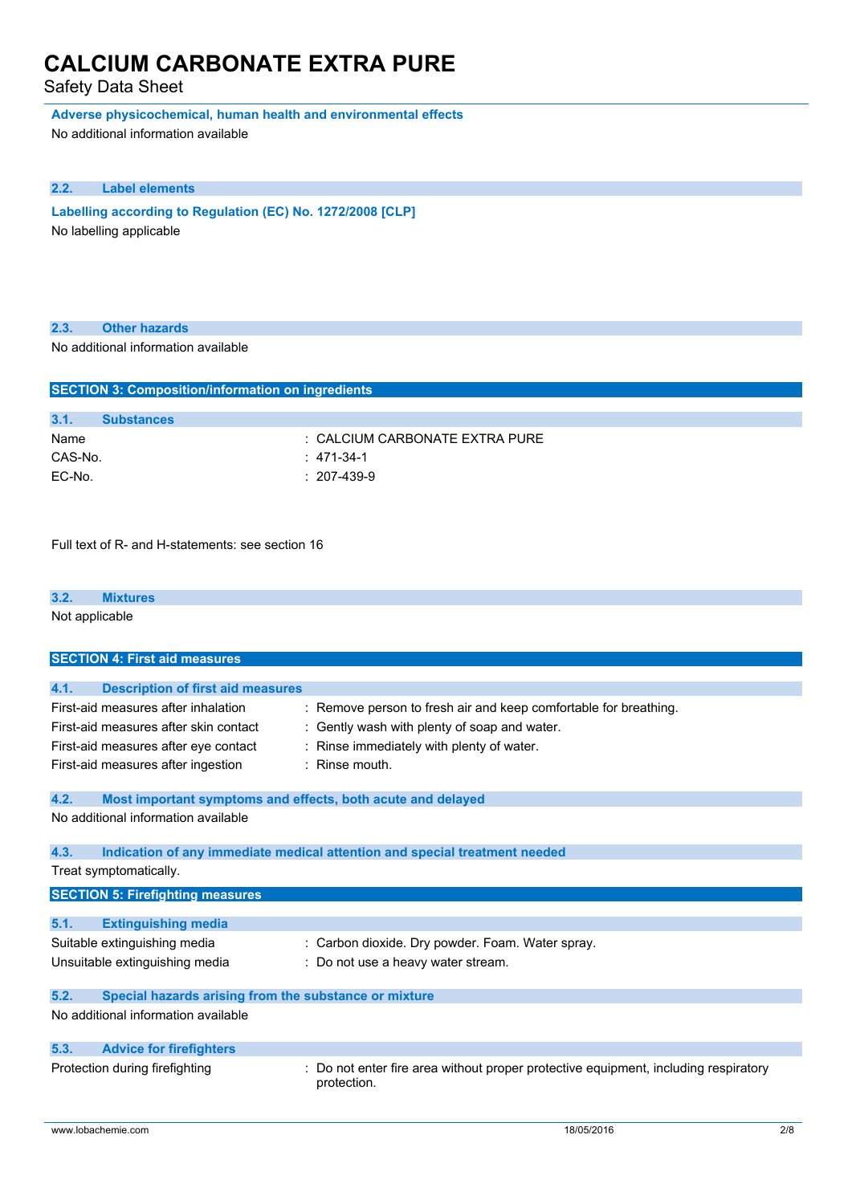**Adverse physicochemical, human health and environmental effects**

No additional information available

### 2.2. Label elements

**Labelling according to Regulation (EC) No. 1272/2008 [CLP]**

No labelling applicable

### 2.3. Other hazards

No additional information available

## SECTION 3: Composition/information on ingredients

### 3.1. Substances

| | |
|---|---|
| Name | : CALCIUM CARBONATE EXTRA PURE |
| CAS-No. | : 471-34-1 |
| EC-No. | : 207-439-9 |

Full text of R- and H-statements: see section 16

### 3.2. Mixtures

Not applicable

## SECTION 4: First aid measures

### 4.1. Description of first aid measures

| | |
|---|---|
| First-aid measures after inhalation | : Remove person to fresh air and keep comfortable for breathing. |
| First-aid measures after skin contact | : Gently wash with plenty of soap and water. |
| First-aid measures after eye contact | : Rinse immediately with plenty of water. |
| First-aid measures after ingestion | : Rinse mouth. |

### 4.2. Most important symptoms and effects, both acute and delayed

No additional information available

### 4.3. Indication of any immediate medical attention and special treatment needed

Treat symptomatically.

## SECTION 5: Firefighting measures

### 5.1. Extinguishing media

| | |
|---|---|
| Suitable extinguishing media | : Carbon dioxide. Dry powder. Foam. Water spray. |
| Unsuitable extinguishing media | : Do not use a heavy water stream. |

### 5.2. Special hazards arising from the substance or mixture

No additional information available

### 5.3. Advice for firefighters

| | |
|---|---|
| Protection during firefighting | : Do not enter fire area without proper protective equipment, including respiratory protection. |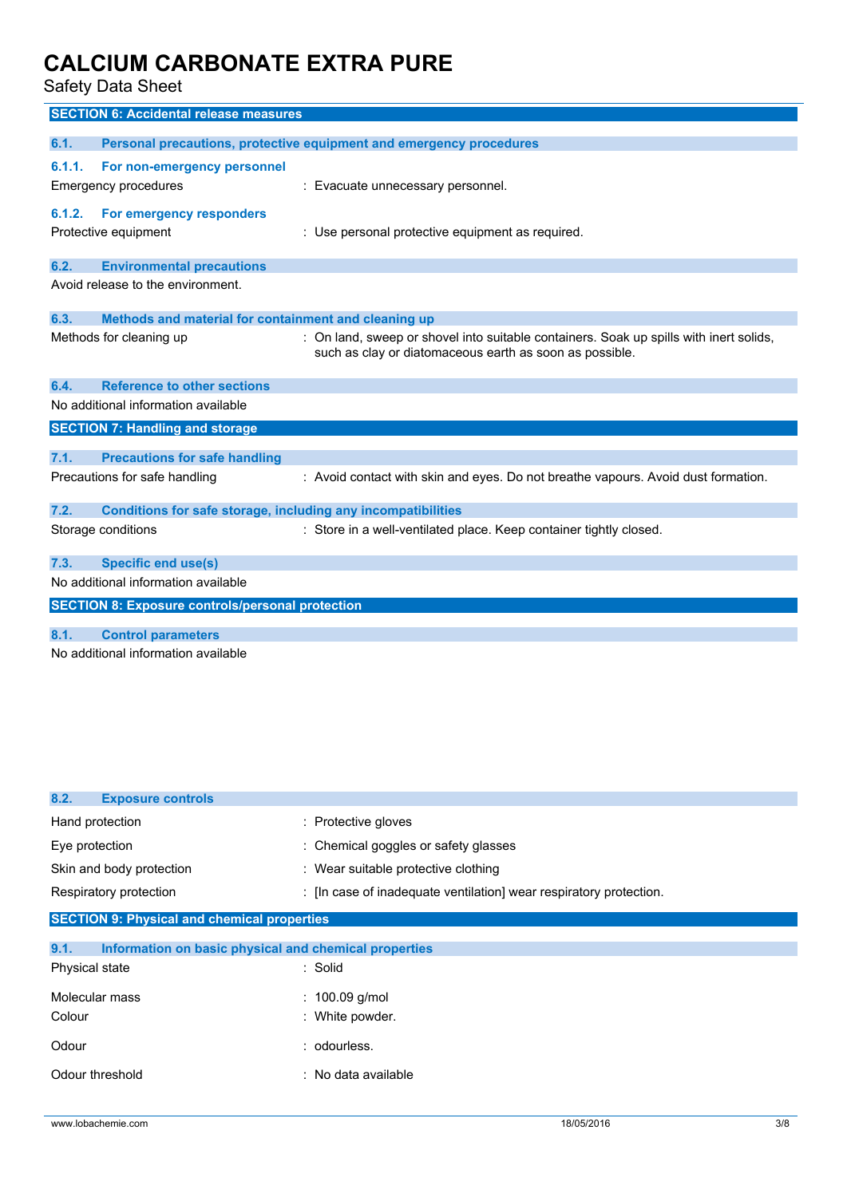## SECTION 6: Accidental release measures

### 6.1. Personal precautions, protective equipment and emergency procedures

#### 6.1.1. For non-emergency personnel

Emergency procedures : Evacuate unnecessary personnel.

#### 6.1.2. For emergency responders

Protective equipment : Use personal protective equipment as required.

### 6.2. Environmental precautions

Avoid release to the environment.

### 6.3. Methods and material for containment and cleaning up

Methods for cleaning up : On land, sweep or shovel into suitable containers. Soak up spills with inert solids, such as clay or diatomaceous earth as soon as possible.

### 6.4. Reference to other sections

No additional information available

## SECTION 7: Handling and storage

### 7.1. Precautions for safe handling

Precautions for safe handling : Avoid contact with skin and eyes. Do not breathe vapours. Avoid dust formation.

### 7.2. Conditions for safe storage, including any incompatibilities

Storage conditions : Store in a well-ventilated place. Keep container tightly closed.

### 7.3. Specific end use(s)

No additional information available

## SECTION 8: Exposure controls/personal protection

### 8.1. Control parameters

No additional information available

### 8.2. Exposure controls

Hand protection : Protective gloves

Eye protection : Chemical goggles or safety glasses

Skin and body protection : Wear suitable protective clothing

Respiratory protection : [In case of inadequate ventilation] wear respiratory protection.

## SECTION 9: Physical and chemical properties

### 9.1. Information on basic physical and chemical properties

Physical state : Solid

Molecular mass : 100.09 g/mol

Colour : White powder.

Odour : odourless.

Odour threshold : No data available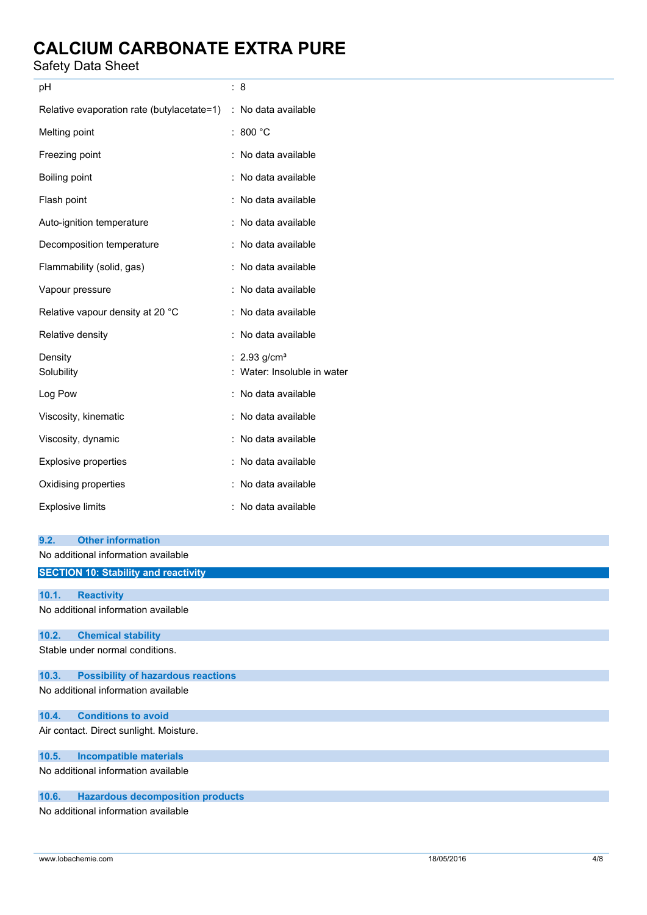| | |
|---|---|
| pH | : 8 |
| Relative evaporation rate (butylacetate=1) | : No data available |
| Melting point | : 800 °C |
| Freezing point | : No data available |
| Boiling point | : No data available |
| Flash point | : No data available |
| Auto-ignition temperature | : No data available |
| Decomposition temperature | : No data available |
| Flammability (solid, gas) | : No data available |
| Vapour pressure | : No data available |
| Relative vapour density at 20 °C | : No data available |
| Relative density | : No data available |
| Density | : 2.93 $g/cm^3$ |
| Solubility | : Water: Insoluble in water |
| Log Pow | : No data available |
| Viscosity, kinematic | : No data available |
| Viscosity, dynamic | : No data available |
| Explosive properties | : No data available |
| Oxidising properties | : No data available |
| Explosive limits | : No data available |

### 9.2. Other information

No additional information available

## SECTION 10: Stability and reactivity

### 10.1. Reactivity

No additional information available

### 10.2. Chemical stability

Stable under normal conditions.

### 10.3. Possibility of hazardous reactions

No additional information available

### 10.4. Conditions to avoid

Air contact. Direct sunlight. Moisture.

### 10.5. Incompatible materials

No additional information available

### 10.6. Hazardous decomposition products

No additional information available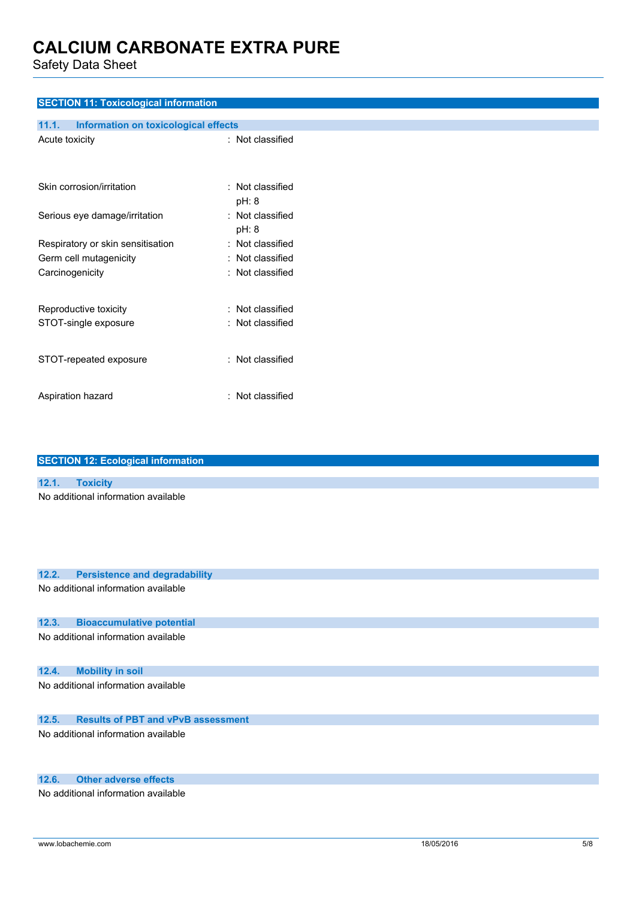## SECTION 11: Toxicological information

### 11.1. Information on toxicological effects

| | |
|---|---|
| Acute toxicity | : Not classified |
| Skin corrosion/irritation | : Not classified<br>pH: 8 |
| Serious eye damage/irritation | : Not classified<br>pH: 8 |
| Respiratory or skin sensitisation | : Not classified |
| Germ cell mutagenicity | : Not classified |
| Carcinogenicity | : Not classified |
| Reproductive toxicity | : Not classified |
| STOT-single exposure | : Not classified |
| STOT-repeated exposure | : Not classified |
| Aspiration hazard | : Not classified |

## SECTION 12: Ecological information

### 12.1. Toxicity

No additional information available

### 12.2. Persistence and degradability

No additional information available

### 12.3. Bioaccumulative potential

No additional information available

### 12.4. Mobility in soil

No additional information available

### 12.5. Results of PBT and vPvB assessment

No additional information available

### 12.6. Other adverse effects

No additional information available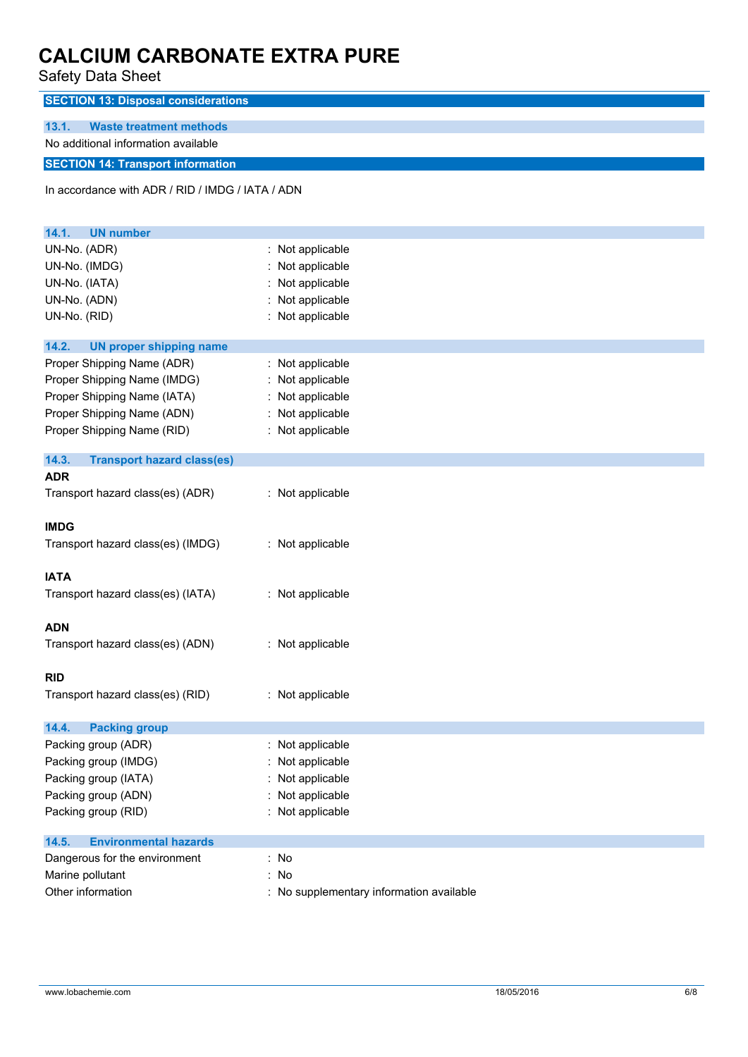## SECTION 13: Disposal considerations

### 13.1. Waste treatment methods

No additional information available

## SECTION 14: Transport information

In accordance with ADR / RID / IMDG / IATA / ADN

### 14.1. UN number

| | |
|---|---|
| UN-No. (ADR) | : Not applicable |
| UN-No. (IMDG) | : Not applicable |
| UN-No. (IATA) | : Not applicable |
| UN-No. (ADN) | : Not applicable |
| UN-No. (RID) | : Not applicable |

### 14.2. UN proper shipping name

| | |
|---|---|
| Proper Shipping Name (ADR) | : Not applicable |
| Proper Shipping Name (IMDG) | : Not applicable |
| Proper Shipping Name (IATA) | : Not applicable |
| Proper Shipping Name (ADN) | : Not applicable |
| Proper Shipping Name (RID) | : Not applicable |

### 14.3. Transport hazard class(es)

**ADR**

| | |
|---|---|
| Transport hazard class(es) (ADR) | : Not applicable |

**IMDG**

| | |
|---|---|
| Transport hazard class(es) (IMDG) | : Not applicable |

**IATA**

| | |
|---|---|
| Transport hazard class(es) (IATA) | : Not applicable |

**ADN**

| | |
|---|---|
| Transport hazard class(es) (ADN) | : Not applicable |

**RID**

| | |
|---|---|
| Transport hazard class(es) (RID) | : Not applicable |

### 14.4. Packing group

| | |
|---|---|
| Packing group (ADR) | : Not applicable |
| Packing group (IMDG) | : Not applicable |
| Packing group (IATA) | : Not applicable |
| Packing group (ADN) | : Not applicable |
| Packing group (RID) | : Not applicable |

### 14.5. Environmental hazards

| | |
|---|---|
| Dangerous for the environment | : No |
| Marine pollutant | : No |
| Other information | : No supplementary information available |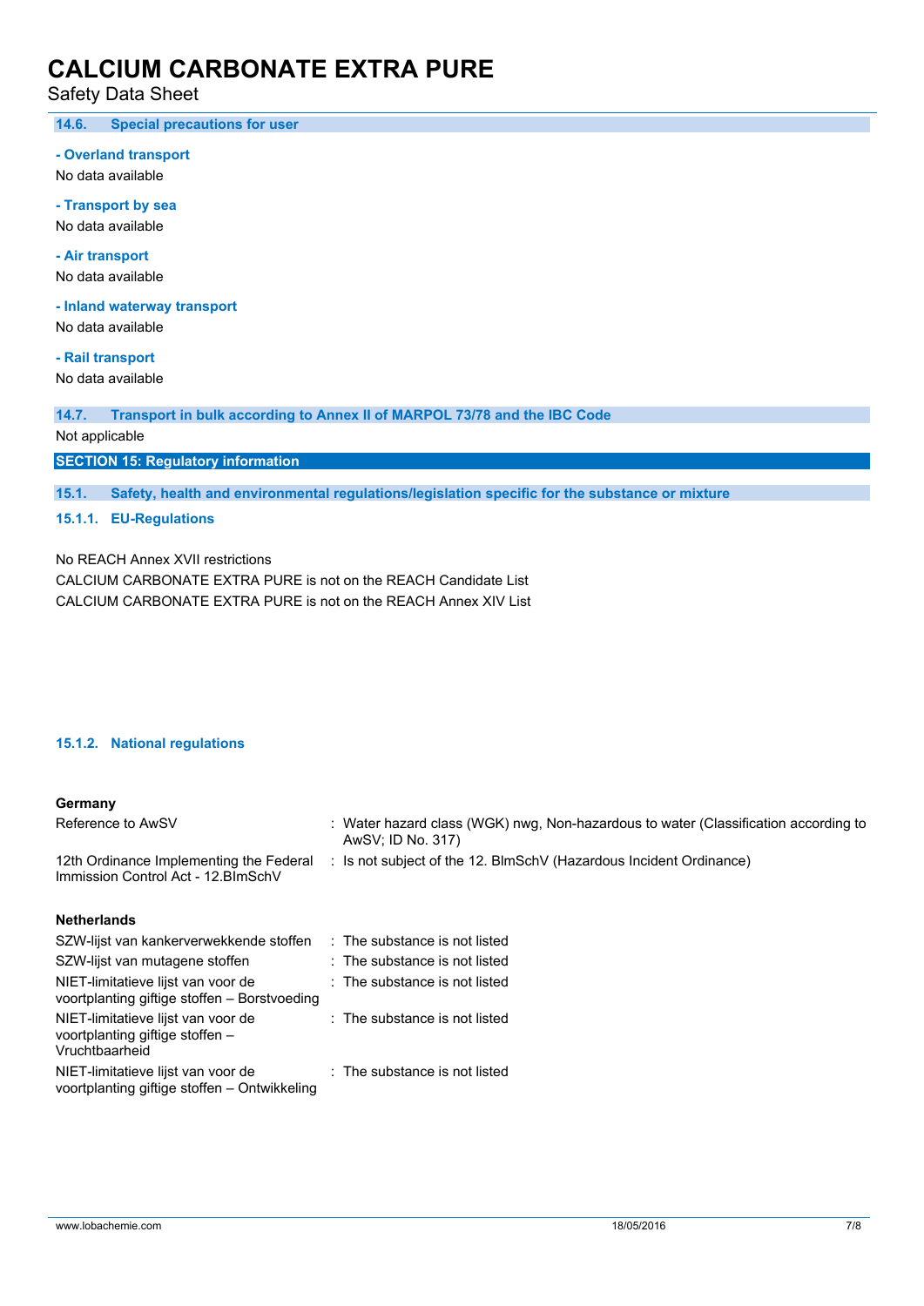#### 14.6. Special precautions for user

**- Overland transport**

No data available

**- Transport by sea**

No data available

**- Air transport**

No data available

**- Inland waterway transport**

No data available

**- Rail transport**

No data available

#### 14.7. Transport in bulk according to Annex II of MARPOL 73/78 and the IBC Code

Not applicable

## SECTION 15: Regulatory information

### 15.1. Safety, health and environmental regulations/legislation specific for the substance or mixture

#### 15.1.1. EU-Regulations

No REACH Annex XVII restrictions

CALCIUM CARBONATE EXTRA PURE is not on the REACH Candidate List

CALCIUM CARBONATE EXTRA PURE is not on the REACH Annex XIV List

#### 15.1.2. National regulations

**Germany**

| | |
|---|---|
| Reference to AwSV | : Water hazard class (WGK) nwg, Non-hazardous to water (Classification according to AwSV; ID No. 317) |
| 12th Ordinance Implementing the Federal Immission Control Act - 12.BImSchV | : Is not subject of the 12. BlmSchV (Hazardous Incident Ordinance) |

**Netherlands**

| | |
|---|---|
| SZW-lijst van kankerverwekkende stoffen | : The substance is not listed |
| SZW-lijst van mutagene stoffen | : The substance is not listed |
| NIET-limitatieve lijst van voor de voortplanting giftige stoffen – Borstvoeding | : The substance is not listed |
| NIET-limitatieve lijst van voor de voortplanting giftige stoffen – Vruchtbaarheid | : The substance is not listed |
| NIET-limitatieve lijst van voor de voortplanting giftige stoffen – Ontwikkeling | : The substance is not listed |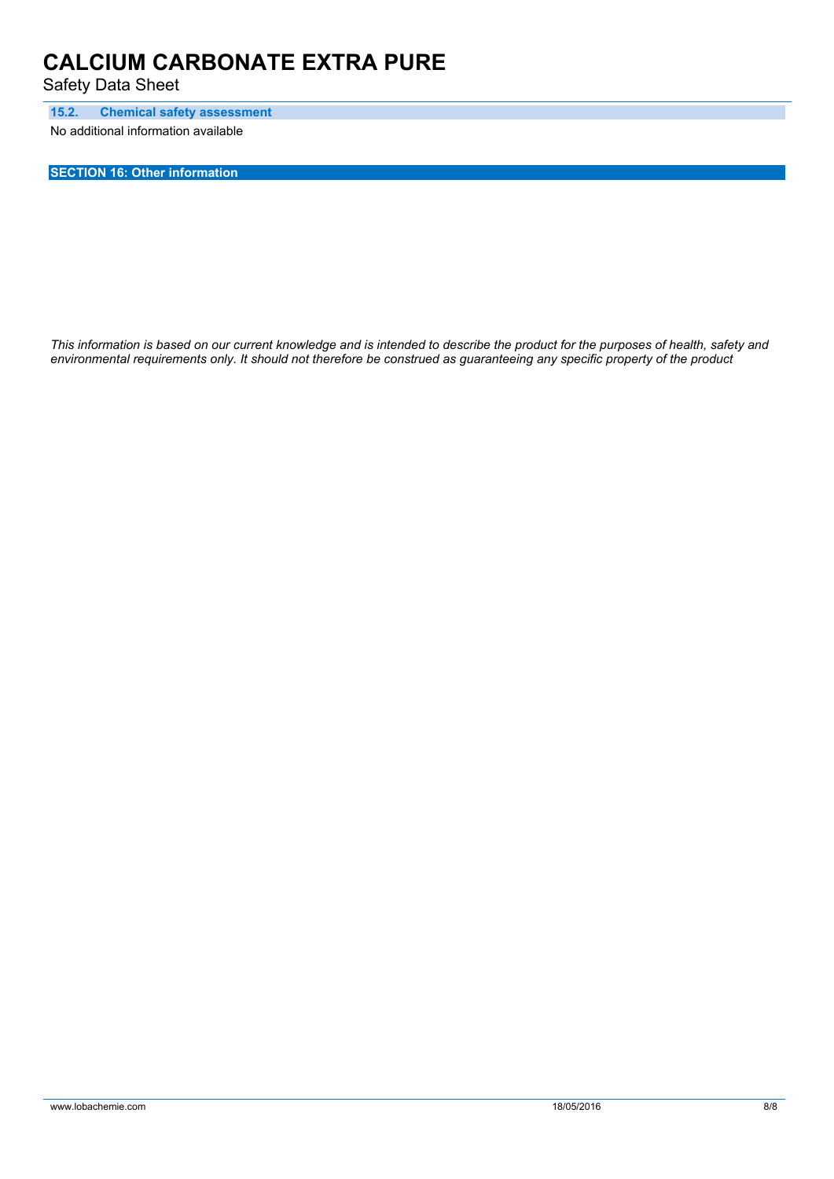### 15.2. Chemical safety assessment

No additional information available

## SECTION 16: Other information

*This information is based on our current knowledge and is intended to describe the product for the purposes of health, safety and environmental requirements only. It should not therefore be construed as guaranteeing any specific property of the product*